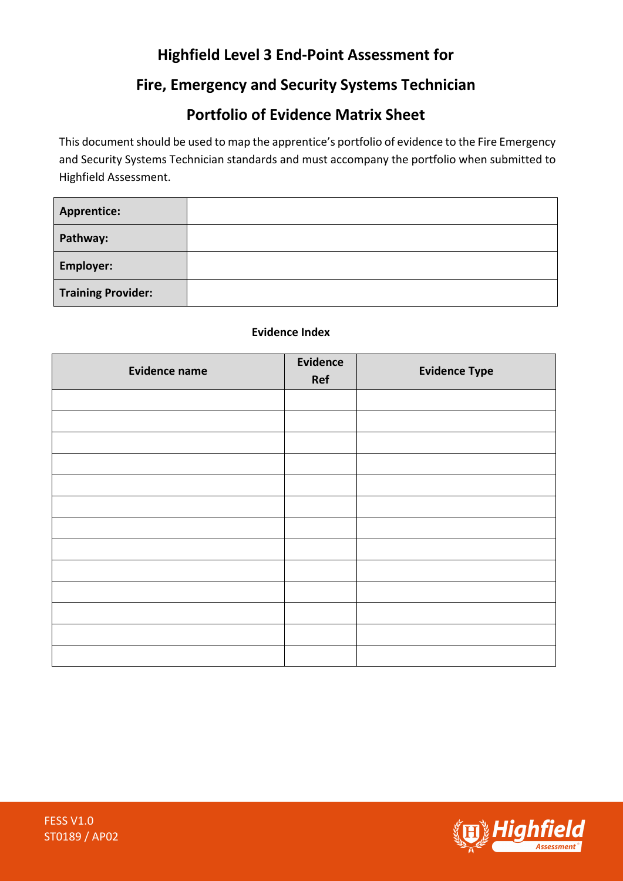# Highfield Level 3 End-Point Assessment for

# Fire, Emergency and Security Systems Technician

# Portfolio of Evidence Matrix Sheet

This document should be used to map the apprentice's portfolio of evidence to the Fire Emergency and Security Systems Technician standards and must accompany the portfolio when submitted to Highfield Assessment.

| | |
|---|---|
| **Apprentice:** | |
| **Pathway:** | |
| **Employer:** | |
| **Training Provider:** | |

**Evidence Index**

| Evidence name | Evidence Ref | Evidence Type |
|---|---|---|
| | | |
| | | |
| | | |
| | | |
| | | |
| | | |
| | | |
| | | |
| | | |
| | | |
| | | |
| | | |
| | | |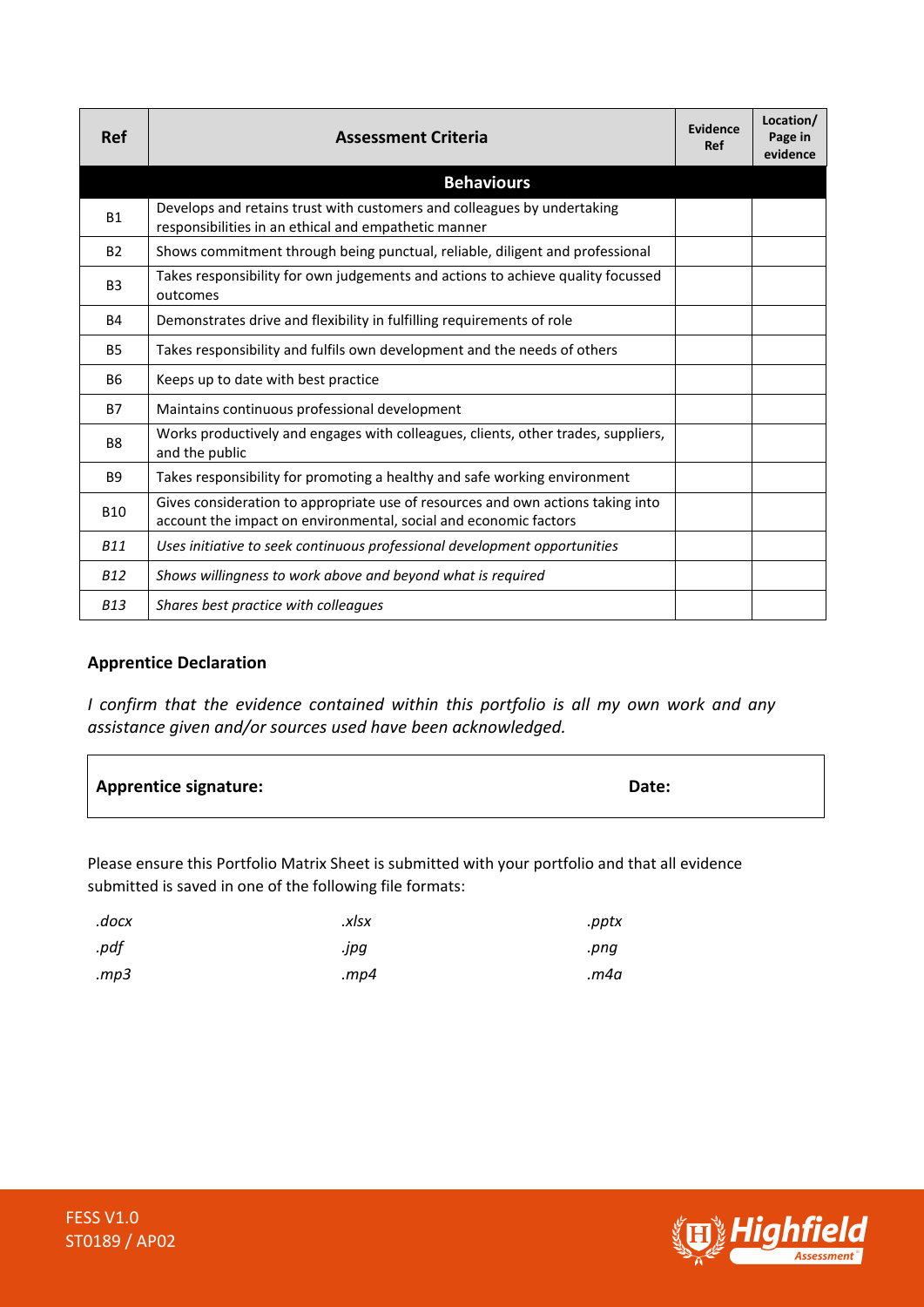| Ref | Assessment Criteria | Evidence Ref | Location/ Page in evidence |
|---|---|---|---|
| | **Behaviours** | | |
| B1 | Develops and retains trust with customers and colleagues by undertaking responsibilities in an ethical and empathetic manner | | |
| B2 | Shows commitment through being punctual, reliable, diligent and professional | | |
| B3 | Takes responsibility for own judgements and actions to achieve quality focussed outcomes | | |
| B4 | Demonstrates drive and flexibility in fulfilling requirements of role | | |
| B5 | Takes responsibility and fulfils own development and the needs of others | | |
| B6 | Keeps up to date with best practice | | |
| B7 | Maintains continuous professional development | | |
| B8 | Works productively and engages with colleagues, clients, other trades, suppliers, and the public | | |
| B9 | Takes responsibility for promoting a healthy and safe working environment | | |
| B10 | Gives consideration to appropriate use of resources and own actions taking into account the impact on environmental, social and economic factors | | |
| *B11* | *Uses initiative to seek continuous professional development opportunities* | | |
| *B12* | *Shows willingness to work above and beyond what is required* | | |
| *B13* | *Shares best practice with colleagues* | | |

### Apprentice Declaration

*I confirm that the evidence contained within this portfolio is all my own work and any assistance given and/or sources used have been acknowledged.*

| | |
|---|---|
| **Apprentice signature:** | **Date:** |

Please ensure this Portfolio Matrix Sheet is submitted with your portfolio and that all evidence submitted is saved in one of the following file formats:

| | | |
|---|---|---|
| *.docx* | *.xlsx* | *.pptx* |
| *.pdf* | *.jpg* | *.png* |
| *.mp3* | *.mp4* | *.m4a* |

FESS V1.0
ST0189 / AP02